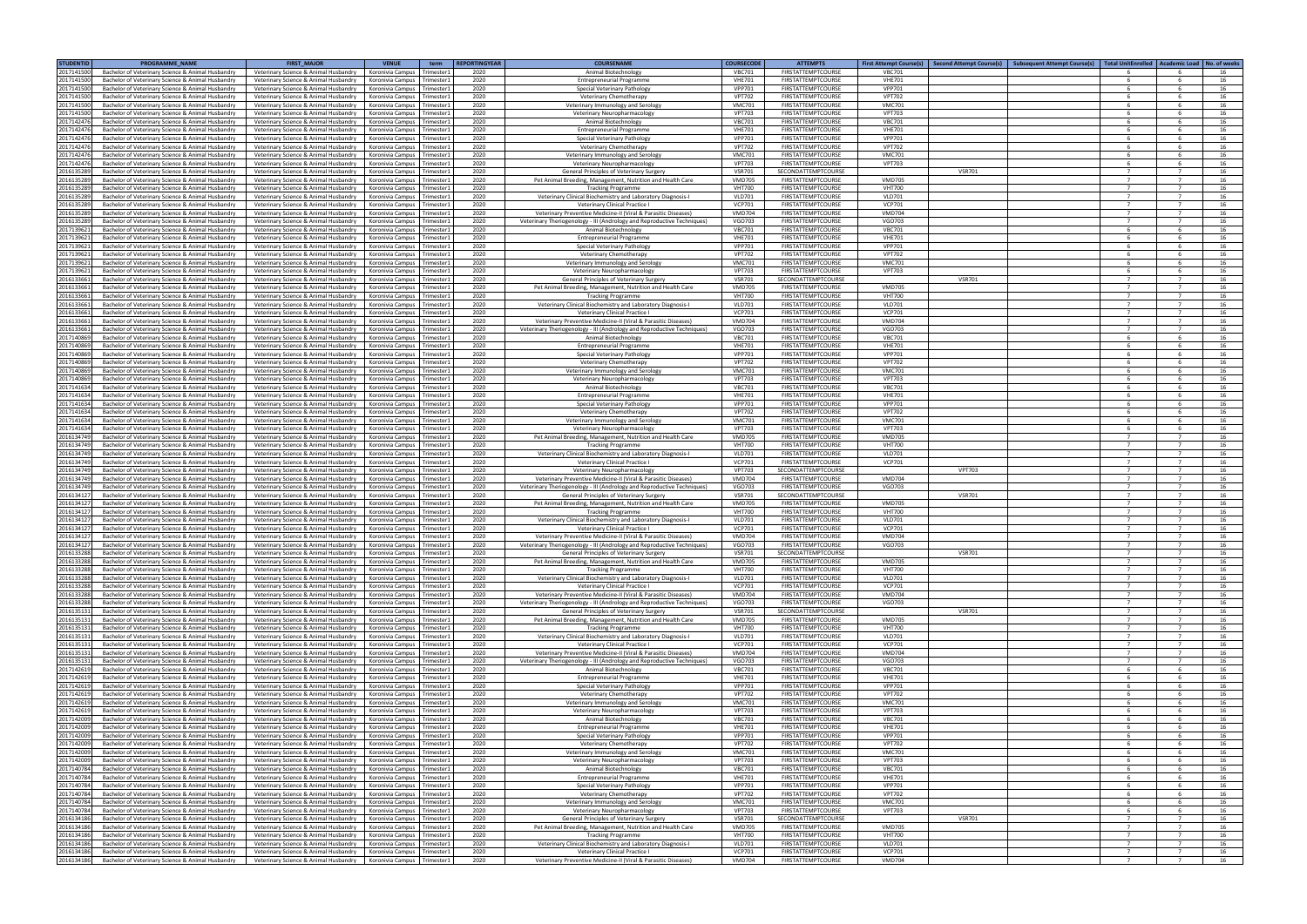| STUDENTID | PROGRAMME_NAME | FIRST_MAJOR | VENUE | term | REPORTINGYEAR | COURSENAME | COURSECODE | ATTEMPTS | First Attempt Course(s) | Second Attempt Course(s) | Subsequent Attempt Course(s) | Total UnitEnrolled | Academic Load | No. of weeks |
|---|---|---|---|---|---|---|---|---|---|---|---|---|---|---|
| 2017141500 | Bachelor of Veterinary Science & Animal Husbandry | Veterinary Science & Animal Husbandry | Koronivia Campus | Trimester1 | 2020 | Animal Biotechnology | VBC701 | FIRSTATTEMPTCOURSE | VBC701 | | | 6 | 6 | 16 |
| 2017141500 | Bachelor of Veterinary Science & Animal Husbandry | Veterinary Science & Animal Husbandry | Koronivia Campus | Trimester1 | 2020 | Entrepreneurial Programme | VHE701 | FIRSTATTEMPTCOURSE | VHE701 | | | 6 | 6 | 16 |
| 2017141500 | Bachelor of Veterinary Science & Animal Husbandry | Veterinary Science & Animal Husbandry | Koronivia Campus | Trimester1 | 2020 | Special Veterinary Pathology | VPP701 | FIRSTATTEMPTCOURSE | VPP701 | | | 6 | 6 | 16 |
| 2017141500 | Bachelor of Veterinary Science & Animal Husbandry | Veterinary Science & Animal Husbandry | Koronivia Campus | Trimester1 | 2020 | Veterinary Chemotherapy | VPT702 | FIRSTATTEMPTCOURSE | VPT702 | | | 6 | 6 | 16 |
| 2017141500 | Bachelor of Veterinary Science & Animal Husbandry | Veterinary Science & Animal Husbandry | Koronivia Campus | Trimester1 | 2020 | Veterinary Immunology and Serology | VMC701 | FIRSTATTEMPTCOURSE | VMC701 | | | 6 | 6 | 16 |
| 2017141500 | Bachelor of Veterinary Science & Animal Husbandry | Veterinary Science & Animal Husbandry | Koronivia Campus | Trimester1 | 2020 | Veterinary Neuropharmacology | VPT703 | FIRSTATTEMPTCOURSE | VPT703 | | | 6 | 6 | 16 |
| 2017142476 | Bachelor of Veterinary Science & Animal Husbandry | Veterinary Science & Animal Husbandry | Koronivia Campus | Trimester1 | 2020 | Animal Biotechnology | VBC701 | FIRSTATTEMPTCOURSE | VBC701 | | | 6 | 6 | 16 |
| 2017142476 | Bachelor of Veterinary Science & Animal Husbandry | Veterinary Science & Animal Husbandry | Koronivia Campus | Trimester1 | 2020 | Entrepreneurial Programme | VHE701 | FIRSTATTEMPTCOURSE | VHE701 | | | 6 | 6 | 16 |
| 2017142476 | Bachelor of Veterinary Science & Animal Husbandry | Veterinary Science & Animal Husbandry | Koronivia Campus | Trimester1 | 2020 | Special Veterinary Pathology | VPP701 | FIRSTATTEMPTCOURSE | VPP701 | | | 6 | 6 | 16 |
| 2017142476 | Bachelor of Veterinary Science & Animal Husbandry | Veterinary Science & Animal Husbandry | Koronivia Campus | Trimester1 | 2020 | Veterinary Chemotherapy | VPT702 | FIRSTATTEMPTCOURSE | VPT702 | | | 6 | 6 | 16 |
| 2017142476 | Bachelor of Veterinary Science & Animal Husbandry | Veterinary Science & Animal Husbandry | Koronivia Campus | Trimester1 | 2020 | Veterinary Immunology and Serology | VMC701 | FIRSTATTEMPTCOURSE | VMC701 | | | 6 | 6 | 16 |
| 2017142476 | Bachelor of Veterinary Science & Animal Husbandry | Veterinary Science & Animal Husbandry | Koronivia Campus | Trimester1 | 2020 | Veterinary Neuropharmacology | VPT703 | FIRSTATTEMPTCOURSE | VPT703 | | | 6 | 6 | 16 |
| 2016135289 | Bachelor of Veterinary Science & Animal Husbandry | Veterinary Science & Animal Husbandry | Koronivia Campus | Trimester1 | 2020 | General Principles of Veterinary Surgery | VSR701 | SECONDATTEMPTCOURSE | | VSR701 | | 7 | 7 | 16 |
| 2016135289 | Bachelor of Veterinary Science & Animal Husbandry | Veterinary Science & Animal Husbandry | Koronivia Campus | Trimester1 | 2020 | Pet Animal Breeding, Management, Nutrition and Health Care | VMD705 | FIRSTATTEMPTCOURSE | VMD705 | | | 7 | 7 | 16 |
| 2016135289 | Bachelor of Veterinary Science & Animal Husbandry | Veterinary Science & Animal Husbandry | Koronivia Campus | Trimester1 | 2020 | Tracking Programme | VHT700 | FIRSTATTEMPTCOURSE | VHT700 | | | 7 | 7 | 16 |
| 2016135289 | Bachelor of Veterinary Science & Animal Husbandry | Veterinary Science & Animal Husbandry | Koronivia Campus | Trimester1 | 2020 | Veterinary Clinical Biochemistry and Laboratory Diagnosis-I | VLD701 | FIRSTATTEMPTCOURSE | VLD701 | | | 7 | 7 | 16 |
| 2016135289 | Bachelor of Veterinary Science & Animal Husbandry | Veterinary Science & Animal Husbandry | Koronivia Campus | Trimester1 | 2020 | Veterinary Clinical Practice I | VCP701 | FIRSTATTEMPTCOURSE | VCP701 | | | 7 | 7 | 16 |
| 2016135289 | Bachelor of Veterinary Science & Animal Husbandry | Veterinary Science & Animal Husbandry | Koronivia Campus | Trimester1 | 2020 | Veterinary Preventive Medicine-II (Viral & Parasitic Diseases) | VMD704 | FIRSTATTEMPTCOURSE | VMD704 | | | 7 | 7 | 16 |
| 2016135289 | Bachelor of Veterinary Science & Animal Husbandry | Veterinary Science & Animal Husbandry | Koronivia Campus | Trimester1 | 2020 | Veterinary Theriogenology - III (Andrology and Reproductive Techniques) | VGO703 | FIRSTATTEMPTCOURSE | VGO703 | | | 7 | 7 | 16 |
| 2017139621 | Bachelor of Veterinary Science & Animal Husbandry | Veterinary Science & Animal Husbandry | Koronivia Campus | Trimester1 | 2020 | Animal Biotechnology | VBC701 | FIRSTATTEMPTCOURSE | VBC701 | | | 6 | 6 | 16 |
| 2017139621 | Bachelor of Veterinary Science & Animal Husbandry | Veterinary Science & Animal Husbandry | Koronivia Campus | Trimester1 | 2020 | Entrepreneurial Programme | VHE701 | FIRSTATTEMPTCOURSE | VHE701 | | | 6 | 6 | 16 |
| 2017139621 | Bachelor of Veterinary Science & Animal Husbandry | Veterinary Science & Animal Husbandry | Koronivia Campus | Trimester1 | 2020 | Special Veterinary Pathology | VPP701 | FIRSTATTEMPTCOURSE | VPP701 | | | 6 | 6 | 16 |
| 2017139621 | Bachelor of Veterinary Science & Animal Husbandry | Veterinary Science & Animal Husbandry | Koronivia Campus | Trimester1 | 2020 | Veterinary Chemotherapy | VPT702 | FIRSTATTEMPTCOURSE | VPT702 | | | 6 | 6 | 16 |
| 2017139621 | Bachelor of Veterinary Science & Animal Husbandry | Veterinary Science & Animal Husbandry | Koronivia Campus | Trimester1 | 2020 | Veterinary Immunology and Serology | VMC701 | FIRSTATTEMPTCOURSE | VMC701 | | | 6 | 6 | 16 |
| 2017139621 | Bachelor of Veterinary Science & Animal Husbandry | Veterinary Science & Animal Husbandry | Koronivia Campus | Trimester1 | 2020 | Veterinary Neuropharmacology | VPT703 | FIRSTATTEMPTCOURSE | VPT703 | | | 6 | 6 | 16 |
| 2016133661 | Bachelor of Veterinary Science & Animal Husbandry | Veterinary Science & Animal Husbandry | Koronivia Campus | Trimester1 | 2020 | General Principles of Veterinary Surgery | VSR701 | SECONDATTEMPTCOURSE | | VSR701 | | 7 | 7 | 16 |
| 2016133661 | Bachelor of Veterinary Science & Animal Husbandry | Veterinary Science & Animal Husbandry | Koronivia Campus | Trimester1 | 2020 | Pet Animal Breeding, Management, Nutrition and Health Care | VMD705 | FIRSTATTEMPTCOURSE | VMD705 | | | 7 | 7 | 16 |
| 2016133661 | Bachelor of Veterinary Science & Animal Husbandry | Veterinary Science & Animal Husbandry | Koronivia Campus | Trimester1 | 2020 | Tracking Programme | VHT700 | FIRSTATTEMPTCOURSE | VHT700 | | | 7 | 7 | 16 |
| 2016133661 | Bachelor of Veterinary Science & Animal Husbandry | Veterinary Science & Animal Husbandry | Koronivia Campus | Trimester1 | 2020 | Veterinary Clinical Biochemistry and Laboratory Diagnosis-I | VLD701 | FIRSTATTEMPTCOURSE | VLD701 | | | 7 | 7 | 16 |
| 2016133661 | Bachelor of Veterinary Science & Animal Husbandry | Veterinary Science & Animal Husbandry | Koronivia Campus | Trimester1 | 2020 | Veterinary Clinical Practice I | VCP701 | FIRSTATTEMPTCOURSE | VCP701 | | | 7 | 7 | 16 |
| 2016133661 | Bachelor of Veterinary Science & Animal Husbandry | Veterinary Science & Animal Husbandry | Koronivia Campus | Trimester1 | 2020 | Veterinary Preventive Medicine-II (Viral & Parasitic Diseases) | VMD704 | FIRSTATTEMPTCOURSE | VMD704 | | | 7 | 7 | 16 |
| 2016133661 | Bachelor of Veterinary Science & Animal Husbandry | Veterinary Science & Animal Husbandry | Koronivia Campus | Trimester1 | 2020 | Veterinary Theriogenology - III (Andrology and Reproductive Techniques) | VGO703 | FIRSTATTEMPTCOURSE | VGO703 | | | 7 | 7 | 16 |
| 2017140869 | Bachelor of Veterinary Science & Animal Husbandry | Veterinary Science & Animal Husbandry | Koronivia Campus | Trimester1 | 2020 | Animal Biotechnology | VBC701 | FIRSTATTEMPTCOURSE | VBC701 | | | 6 | 6 | 16 |
| 2017140869 | Bachelor of Veterinary Science & Animal Husbandry | Veterinary Science & Animal Husbandry | Koronivia Campus | Trimester1 | 2020 | Entrepreneurial Programme | VHE701 | FIRSTATTEMPTCOURSE | VHE701 | | | 6 | 6 | 16 |
| 2017140869 | Bachelor of Veterinary Science & Animal Husbandry | Veterinary Science & Animal Husbandry | Koronivia Campus | Trimester1 | 2020 | Special Veterinary Pathology | VPP701 | FIRSTATTEMPTCOURSE | VPP701 | | | 6 | 6 | 16 |
| 2017140869 | Bachelor of Veterinary Science & Animal Husbandry | Veterinary Science & Animal Husbandry | Koronivia Campus | Trimester1 | 2020 | Veterinary Chemotherapy | VPT702 | FIRSTATTEMPTCOURSE | VPT702 | | | 6 | 6 | 16 |
| 2017140869 | Bachelor of Veterinary Science & Animal Husbandry | Veterinary Science & Animal Husbandry | Koronivia Campus | Trimester1 | 2020 | Veterinary Immunology and Serology | VMC701 | FIRSTATTEMPTCOURSE | VMC701 | | | 6 | 6 | 16 |
| 2017140869 | Bachelor of Veterinary Science & Animal Husbandry | Veterinary Science & Animal Husbandry | Koronivia Campus | Trimester1 | 2020 | Veterinary Neuropharmacology | VPT703 | FIRSTATTEMPTCOURSE | VPT703 | | | 6 | 6 | 16 |
| 2017141634 | Bachelor of Veterinary Science & Animal Husbandry | Veterinary Science & Animal Husbandry | Koronivia Campus | Trimester1 | 2020 | Animal Biotechnology | VBC701 | FIRSTATTEMPTCOURSE | VBC701 | | | 6 | 6 | 16 |
| 2017141634 | Bachelor of Veterinary Science & Animal Husbandry | Veterinary Science & Animal Husbandry | Koronivia Campus | Trimester1 | 2020 | Entrepreneurial Programme | VHE701 | FIRSTATTEMPTCOURSE | VHE701 | | | 6 | 6 | 16 |
| 2017141634 | Bachelor of Veterinary Science & Animal Husbandry | Veterinary Science & Animal Husbandry | Koronivia Campus | Trimester1 | 2020 | Special Veterinary Pathology | VPP701 | FIRSTATTEMPTCOURSE | VPP701 | | | 6 | 6 | 16 |
| 2017141634 | Bachelor of Veterinary Science & Animal Husbandry | Veterinary Science & Animal Husbandry | Koronivia Campus | Trimester1 | 2020 | Veterinary Chemotherapy | VPT702 | FIRSTATTEMPTCOURSE | VPT702 | | | 6 | 6 | 16 |
| 2017141634 | Bachelor of Veterinary Science & Animal Husbandry | Veterinary Science & Animal Husbandry | Koronivia Campus | Trimester1 | 2020 | Veterinary Immunology and Serology | VMC701 | FIRSTATTEMPTCOURSE | VMC701 | | | 6 | 6 | 16 |
| 2017141634 | Bachelor of Veterinary Science & Animal Husbandry | Veterinary Science & Animal Husbandry | Koronivia Campus | Trimester1 | 2020 | Veterinary Neuropharmacology | VPT703 | FIRSTATTEMPTCOURSE | VPT703 | | | 6 | 6 | 16 |
| 2016134749 | Bachelor of Veterinary Science & Animal Husbandry | Veterinary Science & Animal Husbandry | Koronivia Campus | Trimester1 | 2020 | Pet Animal Breeding, Management, Nutrition and Health Care | VMD705 | FIRSTATTEMPTCOURSE | VMD705 | | | 7 | 7 | 16 |
| 2016134749 | Bachelor of Veterinary Science & Animal Husbandry | Veterinary Science & Animal Husbandry | Koronivia Campus | Trimester1 | 2020 | Tracking Programme | VHT700 | FIRSTATTEMPTCOURSE | VHT700 | | | 7 | 7 | 16 |
| 2016134749 | Bachelor of Veterinary Science & Animal Husbandry | Veterinary Science & Animal Husbandry | Koronivia Campus | Trimester1 | 2020 | Veterinary Clinical Biochemistry and Laboratory Diagnosis-I | VLD701 | FIRSTATTEMPTCOURSE | VLD701 | | | 7 | 7 | 16 |
| 2016134749 | Bachelor of Veterinary Science & Animal Husbandry | Veterinary Science & Animal Husbandry | Koronivia Campus | Trimester1 | 2020 | Veterinary Clinical Practice I | VCP701 | FIRSTATTEMPTCOURSE | VCP701 | | | 7 | 7 | 16 |
| 2016134749 | Bachelor of Veterinary Science & Animal Husbandry | Veterinary Science & Animal Husbandry | Koronivia Campus | Trimester1 | 2020 | Veterinary Neuropharmacology | VPT703 | SECONDATTEMPTCOURSE | | VPT703 | | 7 | 7 | 16 |
| 2016134749 | Bachelor of Veterinary Science & Animal Husbandry | Veterinary Science & Animal Husbandry | Koronivia Campus | Trimester1 | 2020 | Veterinary Preventive Medicine-II (Viral & Parasitic Diseases) | VMD704 | FIRSTATTEMPTCOURSE | VMD704 | | | 7 | 7 | 16 |
| 2016134749 | Bachelor of Veterinary Science & Animal Husbandry | Veterinary Science & Animal Husbandry | Koronivia Campus | Trimester1 | 2020 | Veterinary Theriogenology - III (Andrology and Reproductive Techniques) | VGO703 | FIRSTATTEMPTCOURSE | VGO703 | | | 7 | 7 | 16 |
| 2016134127 | Bachelor of Veterinary Science & Animal Husbandry | Veterinary Science & Animal Husbandry | Koronivia Campus | Trimester1 | 2020 | General Principles of Veterinary Surgery | VSR701 | SECONDATTEMPTCOURSE | | VSR701 | | 7 | 7 | 16 |
| 2016134127 | Bachelor of Veterinary Science & Animal Husbandry | Veterinary Science & Animal Husbandry | Koronivia Campus | Trimester1 | 2020 | Pet Animal Breeding, Management, Nutrition and Health Care | VMD705 | FIRSTATTEMPTCOURSE | VMD705 | | | 7 | 7 | 16 |
| 2016134127 | Bachelor of Veterinary Science & Animal Husbandry | Veterinary Science & Animal Husbandry | Koronivia Campus | Trimester1 | 2020 | Tracking Programme | VHT700 | FIRSTATTEMPTCOURSE | VHT700 | | | 7 | 7 | 16 |
| 2016134127 | Bachelor of Veterinary Science & Animal Husbandry | Veterinary Science & Animal Husbandry | Koronivia Campus | Trimester1 | 2020 | Veterinary Clinical Biochemistry and Laboratory Diagnosis-I | VLD701 | FIRSTATTEMPTCOURSE | VLD701 | | | 7 | 7 | 16 |
| 2016134127 | Bachelor of Veterinary Science & Animal Husbandry | Veterinary Science & Animal Husbandry | Koronivia Campus | Trimester1 | 2020 | Veterinary Clinical Practice I | VCP701 | FIRSTATTEMPTCOURSE | VCP701 | | | 7 | 7 | 16 |
| 2016134127 | Bachelor of Veterinary Science & Animal Husbandry | Veterinary Science & Animal Husbandry | Koronivia Campus | Trimester1 | 2020 | Veterinary Preventive Medicine-II (Viral & Parasitic Diseases) | VMD704 | FIRSTATTEMPTCOURSE | VMD704 | | | 7 | 7 | 16 |
| 2016134127 | Bachelor of Veterinary Science & Animal Husbandry | Veterinary Science & Animal Husbandry | Koronivia Campus | Trimester1 | 2020 | Veterinary Theriogenology - III (Andrology and Reproductive Techniques) | VGO703 | FIRSTATTEMPTCOURSE | VGO703 | | | 7 | 7 | 16 |
| 2016133288 | Bachelor of Veterinary Science & Animal Husbandry | Veterinary Science & Animal Husbandry | Koronivia Campus | Trimester1 | 2020 | General Principles of Veterinary Surgery | VSR701 | SECONDATTEMPTCOURSE | | VSR701 | | 7 | 7 | 16 |
| 2016133288 | Bachelor of Veterinary Science & Animal Husbandry | Veterinary Science & Animal Husbandry | Koronivia Campus | Trimester1 | 2020 | Pet Animal Breeding, Management, Nutrition and Health Care | VMD705 | FIRSTATTEMPTCOURSE | VMD705 | | | 7 | 7 | 16 |
| 2016133288 | Bachelor of Veterinary Science & Animal Husbandry | Veterinary Science & Animal Husbandry | Koronivia Campus | Trimester1 | 2020 | Tracking Programme | VHT700 | FIRSTATTEMPTCOURSE | VHT700 | | | 7 | 7 | 16 |
| 2016133288 | Bachelor of Veterinary Science & Animal Husbandry | Veterinary Science & Animal Husbandry | Koronivia Campus | Trimester1 | 2020 | Veterinary Clinical Biochemistry and Laboratory Diagnosis-I | VLD701 | FIRSTATTEMPTCOURSE | VLD701 | | | 7 | 7 | 16 |
| 2016133288 | Bachelor of Veterinary Science & Animal Husbandry | Veterinary Science & Animal Husbandry | Koronivia Campus | Trimester1 | 2020 | Veterinary Clinical Practice I | VCP701 | FIRSTATTEMPTCOURSE | VCP701 | | | 7 | 7 | 16 |
| 2016133288 | Bachelor of Veterinary Science & Animal Husbandry | Veterinary Science & Animal Husbandry | Koronivia Campus | Trimester1 | 2020 | Veterinary Preventive Medicine-II (Viral & Parasitic Diseases) | VMD704 | FIRSTATTEMPTCOURSE | VMD704 | | | 7 | 7 | 16 |
| 2016133288 | Bachelor of Veterinary Science & Animal Husbandry | Veterinary Science & Animal Husbandry | Koronivia Campus | Trimester1 | 2020 | Veterinary Theriogenology - III (Andrology and Reproductive Techniques) | VGO703 | FIRSTATTEMPTCOURSE | VGO703 | | | 7 | 7 | 16 |
| 2016135131 | Bachelor of Veterinary Science & Animal Husbandry | Veterinary Science & Animal Husbandry | Koronivia Campus | Trimester1 | 2020 | General Principles of Veterinary Surgery | VSR701 | SECONDATTEMPTCOURSE | | VSR701 | | 7 | 7 | 16 |
| 2016135131 | Bachelor of Veterinary Science & Animal Husbandry | Veterinary Science & Animal Husbandry | Koronivia Campus | Trimester1 | 2020 | Pet Animal Breeding, Management, Nutrition and Health Care | VMD705 | FIRSTATTEMPTCOURSE | VMD705 | | | 7 | 7 | 16 |
| 2016135131 | Bachelor of Veterinary Science & Animal Husbandry | Veterinary Science & Animal Husbandry | Koronivia Campus | Trimester1 | 2020 | Tracking Programme | VHT700 | FIRSTATTEMPTCOURSE | VHT700 | | | 7 | 7 | 16 |
| 2016135131 | Bachelor of Veterinary Science & Animal Husbandry | Veterinary Science & Animal Husbandry | Koronivia Campus | Trimester1 | 2020 | Veterinary Clinical Biochemistry and Laboratory Diagnosis-I | VLD701 | FIRSTATTEMPTCOURSE | VLD701 | | | 7 | 7 | 16 |
| 2016135131 | Bachelor of Veterinary Science & Animal Husbandry | Veterinary Science & Animal Husbandry | Koronivia Campus | Trimester1 | 2020 | Veterinary Clinical Practice I | VCP701 | FIRSTATTEMPTCOURSE | VCP701 | | | 7 | 7 | 16 |
| 2016135131 | Bachelor of Veterinary Science & Animal Husbandry | Veterinary Science & Animal Husbandry | Koronivia Campus | Trimester1 | 2020 | Veterinary Preventive Medicine-II (Viral & Parasitic Diseases) | VMD704 | FIRSTATTEMPTCOURSE | VMD704 | | | 7 | 7 | 16 |
| 2016135131 | Bachelor of Veterinary Science & Animal Husbandry | Veterinary Science & Animal Husbandry | Koronivia Campus | Trimester1 | 2020 | Veterinary Theriogenology - III (Andrology and Reproductive Techniques) | VGO703 | FIRSTATTEMPTCOURSE | VGO703 | | | 7 | 7 | 16 |
| 2017142619 | Bachelor of Veterinary Science & Animal Husbandry | Veterinary Science & Animal Husbandry | Koronivia Campus | Trimester1 | 2020 | Animal Biotechnology | VBC701 | FIRSTATTEMPTCOURSE | VBC701 | | | 6 | 6 | 16 |
| 2017142619 | Bachelor of Veterinary Science & Animal Husbandry | Veterinary Science & Animal Husbandry | Koronivia Campus | Trimester1 | 2020 | Entrepreneurial Programme | VHE701 | FIRSTATTEMPTCOURSE | VHE701 | | | 6 | 6 | 16 |
| 2017142619 | Bachelor of Veterinary Science & Animal Husbandry | Veterinary Science & Animal Husbandry | Koronivia Campus | Trimester1 | 2020 | Special Veterinary Pathology | VPP701 | FIRSTATTEMPTCOURSE | VPP701 | | | 6 | 6 | 16 |
| 2017142619 | Bachelor of Veterinary Science & Animal Husbandry | Veterinary Science & Animal Husbandry | Koronivia Campus | Trimester1 | 2020 | Veterinary Chemotherapy | VPT702 | FIRSTATTEMPTCOURSE | VPT702 | | | 6 | 6 | 16 |
| 2017142619 | Bachelor of Veterinary Science & Animal Husbandry | Veterinary Science & Animal Husbandry | Koronivia Campus | Trimester1 | 2020 | Veterinary Immunology and Serology | VMC701 | FIRSTATTEMPTCOURSE | VMC701 | | | 6 | 6 | 16 |
| 2017142619 | Bachelor of Veterinary Science & Animal Husbandry | Veterinary Science & Animal Husbandry | Koronivia Campus | Trimester1 | 2020 | Veterinary Neuropharmacology | VPT703 | FIRSTATTEMPTCOURSE | VPT703 | | | 6 | 6 | 16 |
| 2017142009 | Bachelor of Veterinary Science & Animal Husbandry | Veterinary Science & Animal Husbandry | Koronivia Campus | Trimester1 | 2020 | Animal Biotechnology | VBC701 | FIRSTATTEMPTCOURSE | VBC701 | | | 6 | 6 | 16 |
| 2017142009 | Bachelor of Veterinary Science & Animal Husbandry | Veterinary Science & Animal Husbandry | Koronivia Campus | Trimester1 | 2020 | Entrepreneurial Programme | VHE701 | FIRSTATTEMPTCOURSE | VHE701 | | | 6 | 6 | 16 |
| 2017142009 | Bachelor of Veterinary Science & Animal Husbandry | Veterinary Science & Animal Husbandry | Koronivia Campus | Trimester1 | 2020 | Special Veterinary Pathology | VPP701 | FIRSTATTEMPTCOURSE | VPP701 | | | 6 | 6 | 16 |
| 2017142009 | Bachelor of Veterinary Science & Animal Husbandry | Veterinary Science & Animal Husbandry | Koronivia Campus | Trimester1 | 2020 | Veterinary Chemotherapy | VPT702 | FIRSTATTEMPTCOURSE | VPT702 | | | 6 | 6 | 16 |
| 2017142009 | Bachelor of Veterinary Science & Animal Husbandry | Veterinary Science & Animal Husbandry | Koronivia Campus | Trimester1 | 2020 | Veterinary Immunology and Serology | VMC701 | FIRSTATTEMPTCOURSE | VMC701 | | | 6 | 6 | 16 |
| 2017142009 | Bachelor of Veterinary Science & Animal Husbandry | Veterinary Science & Animal Husbandry | Koronivia Campus | Trimester1 | 2020 | Veterinary Neuropharmacology | VPT703 | FIRSTATTEMPTCOURSE | VPT703 | | | 6 | 6 | 16 |
| 2017140784 | Bachelor of Veterinary Science & Animal Husbandry | Veterinary Science & Animal Husbandry | Koronivia Campus | Trimester1 | 2020 | Animal Biotechnology | VBC701 | FIRSTATTEMPTCOURSE | VBC701 | | | 6 | 6 | 16 |
| 2017140784 | Bachelor of Veterinary Science & Animal Husbandry | Veterinary Science & Animal Husbandry | Koronivia Campus | Trimester1 | 2020 | Entrepreneurial Programme | VHE701 | FIRSTATTEMPTCOURSE | VHE701 | | | 6 | 6 | 16 |
| 2017140784 | Bachelor of Veterinary Science & Animal Husbandry | Veterinary Science & Animal Husbandry | Koronivia Campus | Trimester1 | 2020 | Special Veterinary Pathology | VPP701 | FIRSTATTEMPTCOURSE | VPP701 | | | 6 | 6 | 16 |
| 2017140784 | Bachelor of Veterinary Science & Animal Husbandry | Veterinary Science & Animal Husbandry | Koronivia Campus | Trimester1 | 2020 | Veterinary Chemotherapy | VPT702 | FIRSTATTEMPTCOURSE | VPT702 | | | 6 | 6 | 16 |
| 2017140784 | Bachelor of Veterinary Science & Animal Husbandry | Veterinary Science & Animal Husbandry | Koronivia Campus | Trimester1 | 2020 | Veterinary Immunology and Serology | VMC701 | FIRSTATTEMPTCOURSE | VMC701 | | | 6 | 6 | 16 |
| 2017140784 | Bachelor of Veterinary Science & Animal Husbandry | Veterinary Science & Animal Husbandry | Koronivia Campus | Trimester1 | 2020 | Veterinary Neuropharmacology | VPT703 | FIRSTATTEMPTCOURSE | VPT703 | | | 6 | 6 | 16 |
| 2016134186 | Bachelor of Veterinary Science & Animal Husbandry | Veterinary Science & Animal Husbandry | Koronivia Campus | Trimester1 | 2020 | General Principles of Veterinary Surgery | VSR701 | SECONDATTEMPTCOURSE | | VSR701 | | 7 | 7 | 16 |
| 2016134186 | Bachelor of Veterinary Science & Animal Husbandry | Veterinary Science & Animal Husbandry | Koronivia Campus | Trimester1 | 2020 | Pet Animal Breeding, Management, Nutrition and Health Care | VMD705 | FIRSTATTEMPTCOURSE | VMD705 | | | 7 | 7 | 16 |
| 2016134186 | Bachelor of Veterinary Science & Animal Husbandry | Veterinary Science & Animal Husbandry | Koronivia Campus | Trimester1 | 2020 | Tracking Programme | VHT700 | FIRSTATTEMPTCOURSE | VHT700 | | | 7 | 7 | 16 |
| 2016134186 | Bachelor of Veterinary Science & Animal Husbandry | Veterinary Science & Animal Husbandry | Koronivia Campus | Trimester1 | 2020 | Veterinary Clinical Biochemistry and Laboratory Diagnosis-I | VLD701 | FIRSTATTEMPTCOURSE | VLD701 | | | 7 | 7 | 16 |
| 2016134186 | Bachelor of Veterinary Science & Animal Husbandry | Veterinary Science & Animal Husbandry | Koronivia Campus | Trimester1 | 2020 | Veterinary Clinical Practice I | VCP701 | FIRSTATTEMPTCOURSE | VCP701 | | | 7 | 7 | 16 |
| 2016134186 | Bachelor of Veterinary Science & Animal Husbandry | Veterinary Science & Animal Husbandry | Koronivia Campus | Trimester1 | 2020 | Veterinary Preventive Medicine-II (Viral & Parasitic Diseases) | VMD704 | FIRSTATTEMPTCOURSE | VMD704 | | | 7 | 7 | 16 |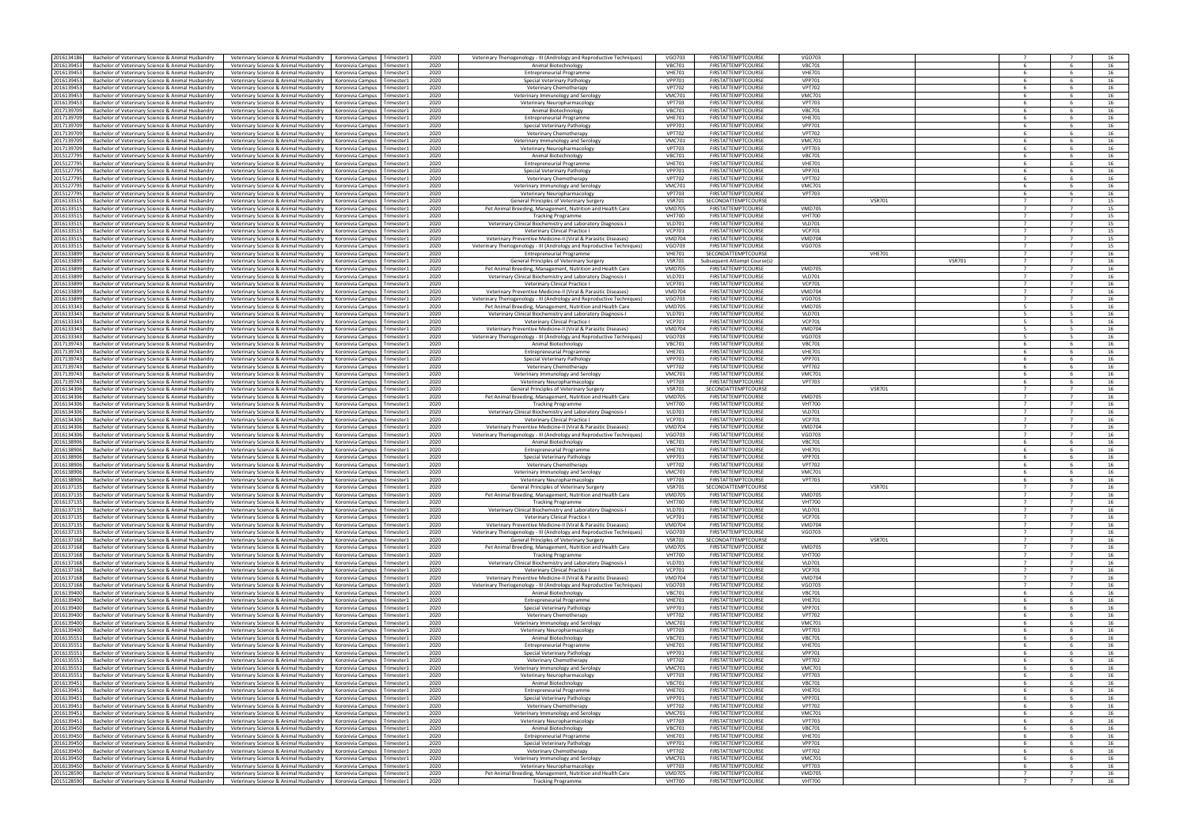| 2016134186 | Bachelor of Veterinary Science & Animal Husbandry | Veterinary Science & Animal Husbandry | Koronivia Campus | Trimester1 | 2020 | Veterinary Theriogenology - III (Andrology and Reproductive Techniques) | VGO703 | FIRSTATTEMPTCOURSE | VGO703 | | | | 7 | 7 | 16 |
|---|---|---|---|---|---|---|---|---|---|---|---|---|---|---|---|
| 2016139453 | Bachelor of Veterinary Science & Animal Husbandry | Veterinary Science & Animal Husbandry | Koronivia Campus | Trimester1 | 2020 | Animal Biotechnology | VBC701 | FIRSTATTEMPTCOURSE | VBC701 | | | | 6 | 6 | 16 |
| 2016139453 | Bachelor of Veterinary Science & Animal Husbandry | Veterinary Science & Animal Husbandry | Koronivia Campus | Trimester1 | 2020 | Entrepreneurial Programme | VHE701 | FIRSTATTEMPTCOURSE | VHE701 | | | | 6 | 6 | 16 |
| 2016139453 | Bachelor of Veterinary Science & Animal Husbandry | Veterinary Science & Animal Husbandry | Koronivia Campus | Trimester1 | 2020 | Special Veterinary Pathology | VPP701 | FIRSTATTEMPTCOURSE | VPP701 | | | | 6 | 6 | 16 |
| 2016139453 | Bachelor of Veterinary Science & Animal Husbandry | Veterinary Science & Animal Husbandry | Koronivia Campus | Trimester1 | 2020 | Veterinary Chemotherapy | VPT702 | FIRSTATTEMPTCOURSE | VPT702 | | | | 6 | 6 | 16 |
| 2016139453 | Bachelor of Veterinary Science & Animal Husbandry | Veterinary Science & Animal Husbandry | Koronivia Campus | Trimester1 | 2020 | Veterinary Immunology and Serology | VMC701 | FIRSTATTEMPTCOURSE | VMC701 | | | | 6 | 6 | 16 |
| 2016139453 | Bachelor of Veterinary Science & Animal Husbandry | Veterinary Science & Animal Husbandry | Koronivia Campus | Trimester1 | 2020 | Veterinary Neuropharmacology | VPT703 | FIRSTATTEMPTCOURSE | VPT703 | | | | 6 | 6 | 16 |
| 2017139709 | Bachelor of Veterinary Science & Animal Husbandry | Veterinary Science & Animal Husbandry | Koronivia Campus | Trimester1 | 2020 | Animal Biotechnology | VBC701 | FIRSTATTEMPTCOURSE | VBC701 | | | | 6 | 6 | 16 |
| 2017139709 | Bachelor of Veterinary Science & Animal Husbandry | Veterinary Science & Animal Husbandry | Koronivia Campus | Trimester1 | 2020 | Entrepreneurial Programme | VHE701 | FIRSTATTEMPTCOURSE | VHE701 | | | | 6 | 6 | 16 |
| 2017139709 | Bachelor of Veterinary Science & Animal Husbandry | Veterinary Science & Animal Husbandry | Koronivia Campus | Trimester1 | 2020 | Special Veterinary Pathology | VPP701 | FIRSTATTEMPTCOURSE | VPP701 | | | | 6 | 6 | 16 |
| 2017139709 | Bachelor of Veterinary Science & Animal Husbandry | Veterinary Science & Animal Husbandry | Koronivia Campus | Trimester1 | 2020 | Veterinary Chemotherapy | VPT702 | FIRSTATTEMPTCOURSE | VPT702 | | | | 6 | 6 | 16 |
| 2017139709 | Bachelor of Veterinary Science & Animal Husbandry | Veterinary Science & Animal Husbandry | Koronivia Campus | Trimester1 | 2020 | Veterinary Immunology and Serology | VMC701 | FIRSTATTEMPTCOURSE | VMC701 | | | | 6 | 6 | 16 |
| 2017139709 | Bachelor of Veterinary Science & Animal Husbandry | Veterinary Science & Animal Husbandry | Koronivia Campus | Trimester1 | 2020 | Veterinary Neuropharmacology | VPT703 | FIRSTATTEMPTCOURSE | VPT703 | | | | 6 | 6 | 16 |
| 2015127795 | Bachelor of Veterinary Science & Animal Husbandry | Veterinary Science & Animal Husbandry | Koronivia Campus | Trimester1 | 2020 | Animal Biotechnology | VBC701 | FIRSTATTEMPTCOURSE | VBC701 | | | | 6 | 6 | 16 |
| 2015127795 | Bachelor of Veterinary Science & Animal Husbandry | Veterinary Science & Animal Husbandry | Koronivia Campus | Trimester1 | 2020 | Entrepreneurial Programme | VHE701 | FIRSTATTEMPTCOURSE | VHE701 | | | | 6 | 6 | 16 |
| 2015127795 | Bachelor of Veterinary Science & Animal Husbandry | Veterinary Science & Animal Husbandry | Koronivia Campus | Trimester1 | 2020 | Special Veterinary Pathology | VPP701 | FIRSTATTEMPTCOURSE | VPP701 | | | | 6 | 6 | 16 |
| 2015127795 | Bachelor of Veterinary Science & Animal Husbandry | Veterinary Science & Animal Husbandry | Koronivia Campus | Trimester1 | 2020 | Veterinary Chemotherapy | VPT702 | FIRSTATTEMPTCOURSE | VPT702 | | | | 6 | 6 | 16 |
| 2015127795 | Bachelor of Veterinary Science & Animal Husbandry | Veterinary Science & Animal Husbandry | Koronivia Campus | Trimester1 | 2020 | Veterinary Immunology and Serology | VMC701 | FIRSTATTEMPTCOURSE | VMC701 | | | | 6 | 6 | 16 |
| 2015127795 | Bachelor of Veterinary Science & Animal Husbandry | Veterinary Science & Animal Husbandry | Koronivia Campus | Trimester1 | 2020 | Veterinary Neuropharmacology | VPT703 | FIRSTATTEMPTCOURSE | VPT703 | | | | 6 | 6 | 16 |
| 2016133515 | Bachelor of Veterinary Science & Animal Husbandry | Veterinary Science & Animal Husbandry | Koronivia Campus | Trimester1 | 2020 | General Principles of Veterinary Surgery | VSR701 | SECONDATTEMPTCOURSE | | VSR701 | | | 7 | 7 | 15 |
| 2016133515 | Bachelor of Veterinary Science & Animal Husbandry | Veterinary Science & Animal Husbandry | Koronivia Campus | Trimester1 | 2020 | Pet Animal Breeding, Management, Nutrition and Health Care | VMD705 | FIRSTATTEMPTCOURSE | VMD705 | | | | 7 | 7 | 15 |
| 2016133515 | Bachelor of Veterinary Science & Animal Husbandry | Veterinary Science & Animal Husbandry | Koronivia Campus | Trimester1 | 2020 | Tracking Programme | VHT700 | FIRSTATTEMPTCOURSE | VHT700 | | | | 7 | 7 | 15 |
| 2016133515 | Bachelor of Veterinary Science & Animal Husbandry | Veterinary Science & Animal Husbandry | Koronivia Campus | Trimester1 | 2020 | Veterinary Clinical Biochemistry and Laboratory Diagnosis-I | VLD701 | FIRSTATTEMPTCOURSE | VLD701 | | | | 7 | 7 | 15 |
| 2016133515 | Bachelor of Veterinary Science & Animal Husbandry | Veterinary Science & Animal Husbandry | Koronivia Campus | Trimester1 | 2020 | Veterinary Clinical Practice I | VCP701 | FIRSTATTEMPTCOURSE | VCP701 | | | | 7 | 7 | 15 |
| 2016133515 | Bachelor of Veterinary Science & Animal Husbandry | Veterinary Science & Animal Husbandry | Koronivia Campus | Trimester1 | 2020 | Veterinary Preventive Medicine-II (Viral & Parasitic Diseases) | VMD704 | FIRSTATTEMPTCOURSE | VMD704 | | | | 7 | 7 | 15 |
| 2016133515 | Bachelor of Veterinary Science & Animal Husbandry | Veterinary Science & Animal Husbandry | Koronivia Campus | Trimester1 | 2020 | Veterinary Theriogenology - III (Andrology and Reproductive Techniques) | VGO703 | FIRSTATTEMPTCOURSE | VGO703 | | | | 7 | 7 | 15 |
| 2016133899 | Bachelor of Veterinary Science & Animal Husbandry | Veterinary Science & Animal Husbandry | Koronivia Campus | Trimester1 | 2020 | Entrepreneurial Programme | VHE701 | SECONDATTEMPTCOURSE | | | VHE701 | | 7 | 7 | 16 |
| 2016133899 | Bachelor of Veterinary Science & Animal Husbandry | Veterinary Science & Animal Husbandry | Koronivia Campus | Trimester1 | 2020 | General Principles of Veterinary Surgery | VSR701 | Subsequent Attempt Course(s) | | | | VSR701 | 7 | 7 | 16 |
| 2016133899 | Bachelor of Veterinary Science & Animal Husbandry | Veterinary Science & Animal Husbandry | Koronivia Campus | Trimester1 | 2020 | Pet Animal Breeding, Management, Nutrition and Health Care | VMD705 | FIRSTATTEMPTCOURSE | VMD705 | | | | 7 | 7 | 16 |
| 2016133899 | Bachelor of Veterinary Science & Animal Husbandry | Veterinary Science & Animal Husbandry | Koronivia Campus | Trimester1 | 2020 | Veterinary Clinical Biochemistry and Laboratory Diagnosis-I | VLD701 | FIRSTATTEMPTCOURSE | VLD701 | | | | 7 | 7 | 16 |
| 2016133899 | Bachelor of Veterinary Science & Animal Husbandry | Veterinary Science & Animal Husbandry | Koronivia Campus | Trimester1 | 2020 | Veterinary Clinical Practice I | VCP701 | FIRSTATTEMPTCOURSE | VCP701 | | | | 7 | 7 | 16 |
| 2016133899 | Bachelor of Veterinary Science & Animal Husbandry | Veterinary Science & Animal Husbandry | Koronivia Campus | Trimester1 | 2020 | Veterinary Preventive Medicine-II (Viral & Parasitic Diseases) | VMD704 | FIRSTATTEMPTCOURSE | VMD704 | | | | 7 | 7 | 16 |
| 2016133899 | Bachelor of Veterinary Science & Animal Husbandry | Veterinary Science & Animal Husbandry | Koronivia Campus | Trimester1 | 2020 | Veterinary Theriogenology - III (Andrology and Reproductive Techniques) | VGO703 | FIRSTATTEMPTCOURSE | VGO703 | | | | 7 | 7 | 16 |
| 2016133343 | Bachelor of Veterinary Science & Animal Husbandry | Veterinary Science & Animal Husbandry | Koronivia Campus | Trimester1 | 2020 | Pet Animal Breeding, Management, Nutrition and Health Care | VMD705 | FIRSTATTEMPTCOURSE | VMD705 | | | | 5 | 5 | 16 |
| 2016133343 | Bachelor of Veterinary Science & Animal Husbandry | Veterinary Science & Animal Husbandry | Koronivia Campus | Trimester1 | 2020 | Veterinary Clinical Biochemistry and Laboratory Diagnosis-I | VLD701 | FIRSTATTEMPTCOURSE | VLD701 | | | | 5 | 5 | 16 |
| 2016133343 | Bachelor of Veterinary Science & Animal Husbandry | Veterinary Science & Animal Husbandry | Koronivia Campus | Trimester1 | 2020 | Veterinary Clinical Practice I | VCP701 | FIRSTATTEMPTCOURSE | VCP701 | | | | 5 | 5 | 16 |
| 2016133343 | Bachelor of Veterinary Science & Animal Husbandry | Veterinary Science & Animal Husbandry | Koronivia Campus | Trimester1 | 2020 | Veterinary Preventive Medicine-II (Viral & Parasitic Diseases) | VMD704 | FIRSTATTEMPTCOURSE | VMD704 | | | | 5 | 5 | 16 |
| 2016133343 | Bachelor of Veterinary Science & Animal Husbandry | Veterinary Science & Animal Husbandry | Koronivia Campus | Trimester1 | 2020 | Veterinary Theriogenology - III (Andrology and Reproductive Techniques) | VGO703 | FIRSTATTEMPTCOURSE | VGO703 | | | | 5 | 5 | 16 |
| 2017139743 | Bachelor of Veterinary Science & Animal Husbandry | Veterinary Science & Animal Husbandry | Koronivia Campus | Trimester1 | 2020 | Animal Biotechnology | VBC701 | FIRSTATTEMPTCOURSE | VBC701 | | | | 6 | 6 | 16 |
| 2017139743 | Bachelor of Veterinary Science & Animal Husbandry | Veterinary Science & Animal Husbandry | Koronivia Campus | Trimester1 | 2020 | Entrepreneurial Programme | VHE701 | FIRSTATTEMPTCOURSE | VHE701 | | | | 6 | 6 | 16 |
| 2017139743 | Bachelor of Veterinary Science & Animal Husbandry | Veterinary Science & Animal Husbandry | Koronivia Campus | Trimester1 | 2020 | Special Veterinary Pathology | VPP701 | FIRSTATTEMPTCOURSE | VPP701 | | | | 6 | 6 | 16 |
| 2017139743 | Bachelor of Veterinary Science & Animal Husbandry | Veterinary Science & Animal Husbandry | Koronivia Campus | Trimester1 | 2020 | Veterinary Chemotherapy | VPT702 | FIRSTATTEMPTCOURSE | VPT702 | | | | 6 | 6 | 16 |
| 2017139743 | Bachelor of Veterinary Science & Animal Husbandry | Veterinary Science & Animal Husbandry | Koronivia Campus | Trimester1 | 2020 | Veterinary Immunology and Serology | VMC701 | FIRSTATTEMPTCOURSE | VMC701 | | | | 6 | 6 | 16 |
| 2017139743 | Bachelor of Veterinary Science & Animal Husbandry | Veterinary Science & Animal Husbandry | Koronivia Campus | Trimester1 | 2020 | Veterinary Neuropharmacology | VPT703 | FIRSTATTEMPTCOURSE | VPT703 | | | | 6 | 6 | 16 |
| 2016134306 | Bachelor of Veterinary Science & Animal Husbandry | Veterinary Science & Animal Husbandry | Koronivia Campus | Trimester1 | 2020 | General Principles of Veterinary Surgery | VSR701 | SECONDATTEMPTCOURSE | | VSR701 | | | 7 | 7 | 16 |
| 2016134306 | Bachelor of Veterinary Science & Animal Husbandry | Veterinary Science & Animal Husbandry | Koronivia Campus | Trimester1 | 2020 | Pet Animal Breeding, Management, Nutrition and Health Care | VMD705 | FIRSTATTEMPTCOURSE | VMD705 | | | | 7 | 7 | 16 |
| 2016134306 | Bachelor of Veterinary Science & Animal Husbandry | Veterinary Science & Animal Husbandry | Koronivia Campus | Trimester1 | 2020 | Tracking Programme | VHT700 | FIRSTATTEMPTCOURSE | VHT700 | | | | 7 | 7 | 16 |
| 2016134306 | Bachelor of Veterinary Science & Animal Husbandry | Veterinary Science & Animal Husbandry | Koronivia Campus | Trimester1 | 2020 | Veterinary Clinical Biochemistry and Laboratory Diagnosis-I | VLD701 | FIRSTATTEMPTCOURSE | VLD701 | | | | 7 | 7 | 16 |
| 2016134306 | Bachelor of Veterinary Science & Animal Husbandry | Veterinary Science & Animal Husbandry | Koronivia Campus | Trimester1 | 2020 | Veterinary Clinical Practice I | VCP701 | FIRSTATTEMPTCOURSE | VCP701 | | | | 7 | 7 | 16 |
| 2016134306 | Bachelor of Veterinary Science & Animal Husbandry | Veterinary Science & Animal Husbandry | Koronivia Campus | Trimester1 | 2020 | Veterinary Preventive Medicine-II (Viral & Parasitic Diseases) | VMD704 | FIRSTATTEMPTCOURSE | VMD704 | | | | 7 | 7 | 16 |
| 2016134306 | Bachelor of Veterinary Science & Animal Husbandry | Veterinary Science & Animal Husbandry | Koronivia Campus | Trimester1 | 2020 | Veterinary Theriogenology - III (Andrology and Reproductive Techniques) | VGO703 | FIRSTATTEMPTCOURSE | VGO703 | | | | 7 | 7 | 16 |
| 2016138906 | Bachelor of Veterinary Science & Animal Husbandry | Veterinary Science & Animal Husbandry | Koronivia Campus | Trimester1 | 2020 | Animal Biotechnology | VBC701 | FIRSTATTEMPTCOURSE | VBC701 | | | | 6 | 6 | 16 |
| 2016138906 | Bachelor of Veterinary Science & Animal Husbandry | Veterinary Science & Animal Husbandry | Koronivia Campus | Trimester1 | 2020 | Entrepreneurial Programme | VHE701 | FIRSTATTEMPTCOURSE | VHE701 | | | | 6 | 6 | 16 |
| 2016138906 | Bachelor of Veterinary Science & Animal Husbandry | Veterinary Science & Animal Husbandry | Koronivia Campus | Trimester1 | 2020 | Special Veterinary Pathology | VPP701 | FIRSTATTEMPTCOURSE | VPP701 | | | | 6 | 6 | 16 |
| 2016138906 | Bachelor of Veterinary Science & Animal Husbandry | Veterinary Science & Animal Husbandry | Koronivia Campus | Trimester1 | 2020 | Veterinary Chemotherapy | VPT702 | FIRSTATTEMPTCOURSE | VPT702 | | | | 6 | 6 | 16 |
| 2016138906 | Bachelor of Veterinary Science & Animal Husbandry | Veterinary Science & Animal Husbandry | Koronivia Campus | Trimester1 | 2020 | Veterinary Immunology and Serology | VMC701 | FIRSTATTEMPTCOURSE | VMC701 | | | | 6 | 6 | 16 |
| 2016138906 | Bachelor of Veterinary Science & Animal Husbandry | Veterinary Science & Animal Husbandry | Koronivia Campus | Trimester1 | 2020 | Veterinary Neuropharmacology | VPT703 | FIRSTATTEMPTCOURSE | VPT703 | | | | 6 | 6 | 16 |
| 2016137135 | Bachelor of Veterinary Science & Animal Husbandry | Veterinary Science & Animal Husbandry | Koronivia Campus | Trimester1 | 2020 | General Principles of Veterinary Surgery | VSR701 | SECONDATTEMPTCOURSE | | VSR701 | | | 7 | 7 | 16 |
| 2016137135 | Bachelor of Veterinary Science & Animal Husbandry | Veterinary Science & Animal Husbandry | Koronivia Campus | Trimester1 | 2020 | Pet Animal Breeding, Management, Nutrition and Health Care | VMD705 | FIRSTATTEMPTCOURSE | VMD705 | | | | 7 | 7 | 16 |
| 2016137135 | Bachelor of Veterinary Science & Animal Husbandry | Veterinary Science & Animal Husbandry | Koronivia Campus | Trimester1 | 2020 | Tracking Programme | VHT700 | FIRSTATTEMPTCOURSE | VHT700 | | | | 7 | 7 | 16 |
| 2016137135 | Bachelor of Veterinary Science & Animal Husbandry | Veterinary Science & Animal Husbandry | Koronivia Campus | Trimester1 | 2020 | Veterinary Clinical Biochemistry and Laboratory Diagnosis-I | VLD701 | FIRSTATTEMPTCOURSE | VLD701 | | | | 7 | 7 | 16 |
| 2016137135 | Bachelor of Veterinary Science & Animal Husbandry | Veterinary Science & Animal Husbandry | Koronivia Campus | Trimester1 | 2020 | Veterinary Clinical Practice I | VCP701 | FIRSTATTEMPTCOURSE | VCP701 | | | | 7 | 7 | 16 |
| 2016137135 | Bachelor of Veterinary Science & Animal Husbandry | Veterinary Science & Animal Husbandry | Koronivia Campus | Trimester1 | 2020 | Veterinary Preventive Medicine-II (Viral & Parasitic Diseases) | VMD704 | FIRSTATTEMPTCOURSE | VMD704 | | | | 7 | 7 | 16 |
| 2016137135 | Bachelor of Veterinary Science & Animal Husbandry | Veterinary Science & Animal Husbandry | Koronivia Campus | Trimester1 | 2020 | Veterinary Theriogenology - III (Andrology and Reproductive Techniques) | VGO703 | FIRSTATTEMPTCOURSE | VGO703 | | | | 7 | 7 | 16 |
| 2016137168 | Bachelor of Veterinary Science & Animal Husbandry | Veterinary Science & Animal Husbandry | Koronivia Campus | Trimester1 | 2020 | General Principles of Veterinary Surgery | VSR701 | SECONDATTEMPTCOURSE | | VSR701 | | | 7 | 7 | 16 |
| 2016137168 | Bachelor of Veterinary Science & Animal Husbandry | Veterinary Science & Animal Husbandry | Koronivia Campus | Trimester1 | 2020 | Pet Animal Breeding, Management, Nutrition and Health Care | VMD705 | FIRSTATTEMPTCOURSE | VMD705 | | | | 7 | 7 | 16 |
| 2016137168 | Bachelor of Veterinary Science & Animal Husbandry | Veterinary Science & Animal Husbandry | Koronivia Campus | Trimester1 | 2020 | Tracking Programme | VHT700 | FIRSTATTEMPTCOURSE | VHT700 | | | | 7 | 7 | 16 |
| 2016137168 | Bachelor of Veterinary Science & Animal Husbandry | Veterinary Science & Animal Husbandry | Koronivia Campus | Trimester1 | 2020 | Veterinary Clinical Biochemistry and Laboratory Diagnosis-I | VLD701 | FIRSTATTEMPTCOURSE | VLD701 | | | | 7 | 7 | 16 |
| 2016137168 | Bachelor of Veterinary Science & Animal Husbandry | Veterinary Science & Animal Husbandry | Koronivia Campus | Trimester1 | 2020 | Veterinary Clinical Practice I | VCP701 | FIRSTATTEMPTCOURSE | VCP701 | | | | 7 | 7 | 16 |
| 2016137168 | Bachelor of Veterinary Science & Animal Husbandry | Veterinary Science & Animal Husbandry | Koronivia Campus | Trimester1 | 2020 | Veterinary Preventive Medicine-II (Viral & Parasitic Diseases) | VMD704 | FIRSTATTEMPTCOURSE | VMD704 | | | | 7 | 7 | 16 |
| 2016137168 | Bachelor of Veterinary Science & Animal Husbandry | Veterinary Science & Animal Husbandry | Koronivia Campus | Trimester1 | 2020 | Veterinary Theriogenology - III (Andrology and Reproductive Techniques) | VGO703 | FIRSTATTEMPTCOURSE | VGO703 | | | | 7 | 7 | 16 |
| 2016139400 | Bachelor of Veterinary Science & Animal Husbandry | Veterinary Science & Animal Husbandry | Koronivia Campus | Trimester1 | 2020 | Animal Biotechnology | VBC701 | FIRSTATTEMPTCOURSE | VBC701 | | | | 6 | 6 | 16 |
| 2016139400 | Bachelor of Veterinary Science & Animal Husbandry | Veterinary Science & Animal Husbandry | Koronivia Campus | Trimester1 | 2020 | Entrepreneurial Programme | VHE701 | FIRSTATTEMPTCOURSE | VHE701 | | | | 6 | 6 | 16 |
| 2016139400 | Bachelor of Veterinary Science & Animal Husbandry | Veterinary Science & Animal Husbandry | Koronivia Campus | Trimester1 | 2020 | Special Veterinary Pathology | VPP701 | FIRSTATTEMPTCOURSE | VPP701 | | | | 6 | 6 | 16 |
| 2016139400 | Bachelor of Veterinary Science & Animal Husbandry | Veterinary Science & Animal Husbandry | Koronivia Campus | Trimester1 | 2020 | Veterinary Chemotherapy | VPT702 | FIRSTATTEMPTCOURSE | VPT702 | | | | 6 | 6 | 16 |
| 2016139400 | Bachelor of Veterinary Science & Animal Husbandry | Veterinary Science & Animal Husbandry | Koronivia Campus | Trimester1 | 2020 | Veterinary Immunology and Serology | VMC701 | FIRSTATTEMPTCOURSE | VMC701 | | | | 6 | 6 | 16 |
| 2016139400 | Bachelor of Veterinary Science & Animal Husbandry | Veterinary Science & Animal Husbandry | Koronivia Campus | Trimester1 | 2020 | Veterinary Neuropharmacology | VPT703 | FIRSTATTEMPTCOURSE | VPT703 | | | | 6 | 6 | 16 |
| 2016135551 | Bachelor of Veterinary Science & Animal Husbandry | Veterinary Science & Animal Husbandry | Koronivia Campus | Trimester1 | 2020 | Animal Biotechnology | VBC701 | FIRSTATTEMPTCOURSE | VBC701 | | | | 6 | 6 | 16 |
| 2016135551 | Bachelor of Veterinary Science & Animal Husbandry | Veterinary Science & Animal Husbandry | Koronivia Campus | Trimester1 | 2020 | Entrepreneurial Programme | VHE701 | FIRSTATTEMPTCOURSE | VHE701 | | | | 6 | 6 | 16 |
| 2016135551 | Bachelor of Veterinary Science & Animal Husbandry | Veterinary Science & Animal Husbandry | Koronivia Campus | Trimester1 | 2020 | Special Veterinary Pathology | VPP701 | FIRSTATTEMPTCOURSE | VPP701 | | | | 6 | 6 | 16 |
| 2016135551 | Bachelor of Veterinary Science & Animal Husbandry | Veterinary Science & Animal Husbandry | Koronivia Campus | Trimester1 | 2020 | Veterinary Chemotherapy | VPT702 | FIRSTATTEMPTCOURSE | VPT702 | | | | 6 | 6 | 16 |
| 2016135551 | Bachelor of Veterinary Science & Animal Husbandry | Veterinary Science & Animal Husbandry | Koronivia Campus | Trimester1 | 2020 | Veterinary Immunology and Serology | VMC701 | FIRSTATTEMPTCOURSE | VMC701 | | | | 6 | 6 | 16 |
| 2016135551 | Bachelor of Veterinary Science & Animal Husbandry | Veterinary Science & Animal Husbandry | Koronivia Campus | Trimester1 | 2020 | Veterinary Neuropharmacology | VPT703 | FIRSTATTEMPTCOURSE | VPT703 | | | | 6 | 6 | 16 |
| 2016139451 | Bachelor of Veterinary Science & Animal Husbandry | Veterinary Science & Animal Husbandry | Koronivia Campus | Trimester1 | 2020 | Animal Biotechnology | VBC701 | FIRSTATTEMPTCOURSE | VBC701 | | | | 6 | 6 | 16 |
| 2016139451 | Bachelor of Veterinary Science & Animal Husbandry | Veterinary Science & Animal Husbandry | Koronivia Campus | Trimester1 | 2020 | Entrepreneurial Programme | VHE701 | FIRSTATTEMPTCOURSE | VHE701 | | | | 6 | 6 | 16 |
| 2016139451 | Bachelor of Veterinary Science & Animal Husbandry | Veterinary Science & Animal Husbandry | Koronivia Campus | Trimester1 | 2020 | Special Veterinary Pathology | VPP701 | FIRSTATTEMPTCOURSE | VPP701 | | | | 6 | 6 | 16 |
| 2016139451 | Bachelor of Veterinary Science & Animal Husbandry | Veterinary Science & Animal Husbandry | Koronivia Campus | Trimester1 | 2020 | Veterinary Chemotherapy | VPT702 | FIRSTATTEMPTCOURSE | VPT702 | | | | 6 | 6 | 16 |
| 2016139451 | Bachelor of Veterinary Science & Animal Husbandry | Veterinary Science & Animal Husbandry | Koronivia Campus | Trimester1 | 2020 | Veterinary Immunology and Serology | VMC701 | FIRSTATTEMPTCOURSE | VMC701 | | | | 6 | 6 | 16 |
| 2016139451 | Bachelor of Veterinary Science & Animal Husbandry | Veterinary Science & Animal Husbandry | Koronivia Campus | Trimester1 | 2020 | Veterinary Neuropharmacology | VPT703 | FIRSTATTEMPTCOURSE | VPT703 | | | | 6 | 6 | 16 |
| 2016139450 | Bachelor of Veterinary Science & Animal Husbandry | Veterinary Science & Animal Husbandry | Koronivia Campus | Trimester1 | 2020 | Animal Biotechnology | VBC701 | FIRSTATTEMPTCOURSE | VBC701 | | | | 6 | 6 | 16 |
| 2016139450 | Bachelor of Veterinary Science & Animal Husbandry | Veterinary Science & Animal Husbandry | Koronivia Campus | Trimester1 | 2020 | Entrepreneurial Programme | VHE701 | FIRSTATTEMPTCOURSE | VHE701 | | | | 6 | 6 | 16 |
| 2016139450 | Bachelor of Veterinary Science & Animal Husbandry | Veterinary Science & Animal Husbandry | Koronivia Campus | Trimester1 | 2020 | Special Veterinary Pathology | VPP701 | FIRSTATTEMPTCOURSE | VPP701 | | | | 6 | 6 | 16 |
| 2016139450 | Bachelor of Veterinary Science & Animal Husbandry | Veterinary Science & Animal Husbandry | Koronivia Campus | Trimester1 | 2020 | Veterinary Chemotherapy | VPT702 | FIRSTATTEMPTCOURSE | VPT702 | | | | 6 | 6 | 16 |
| 2016139450 | Bachelor of Veterinary Science & Animal Husbandry | Veterinary Science & Animal Husbandry | Koronivia Campus | Trimester1 | 2020 | Veterinary Immunology and Serology | VMC701 | FIRSTATTEMPTCOURSE | VMC701 | | | | 6 | 6 | 16 |
| 2016139450 | Bachelor of Veterinary Science & Animal Husbandry | Veterinary Science & Animal Husbandry | Koronivia Campus | Trimester1 | 2020 | Veterinary Neuropharmacology | VPT703 | FIRSTATTEMPTCOURSE | VPT703 | | | | 6 | 6 | 16 |
| 2015128590 | Bachelor of Veterinary Science & Animal Husbandry | Veterinary Science & Animal Husbandry | Koronivia Campus | Trimester1 | 2020 | Pet Animal Breeding, Management, Nutrition and Health Care | VMD705 | FIRSTATTEMPTCOURSE | VMD705 | | | | 7 | 7 | 16 |
| 2015128590 | Bachelor of Veterinary Science & Animal Husbandry | Veterinary Science & Animal Husbandry | Koronivia Campus | Trimester1 | 2020 | Tracking Programme | VHT700 | FIRSTATTEMPTCOURSE | VHT700 | | | | 7 | 7 | 16 |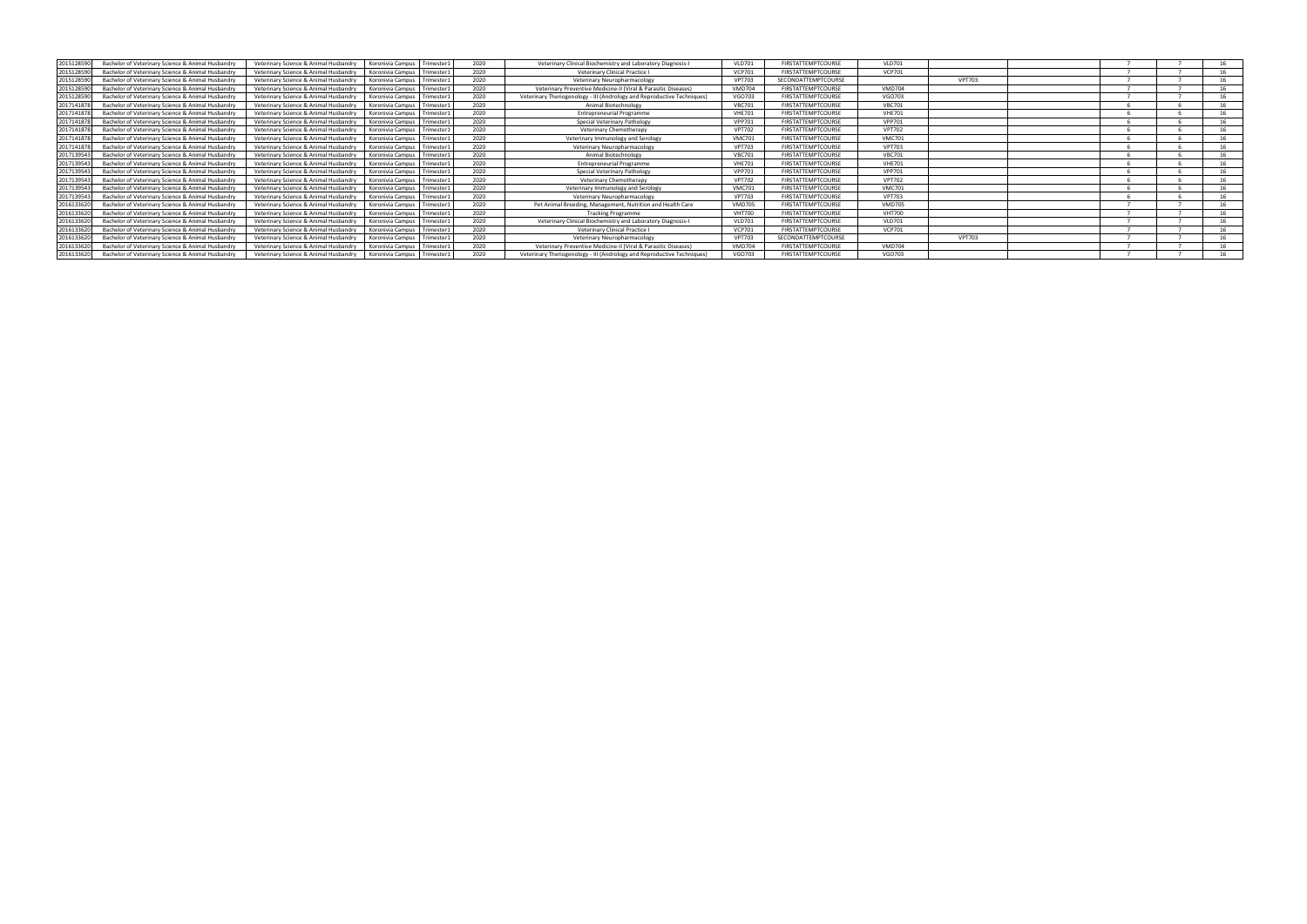| | | | | | | | | | | | | | | | |
|---|---|---|---|---|---|---|---|---|---|---|---|---|---|---|---|
| 2015128590 | Bachelor of Veterinary Science & Animal Husbandry | Veterinary Science & Animal Husbandry | Koronivia Campus | Trimester1 | 2020 | Veterinary Clinical Biochemistry and Laboratory Diagnosis-I | VLD701 | FIRSTATTEMPTCOURSE | VLD701 | | | | 7 | 7 | 16 |
| 2015128590 | Bachelor of Veterinary Science & Animal Husbandry | Veterinary Science & Animal Husbandry | Koronivia Campus | Trimester1 | 2020 | Veterinary Clinical Practice I | VCP701 | FIRSTATTEMPTCOURSE | VCP701 | | | | 7 | 7 | 16 |
| 2015128590 | Bachelor of Veterinary Science & Animal Husbandry | Veterinary Science & Animal Husbandry | Koronivia Campus | Trimester1 | 2020 | Veterinary Neuropharmacology | VPT703 | SECONDATTEMPTCOURSE | | VPT703 | | | 7 | 7 | 16 |
| 2015128590 | Bachelor of Veterinary Science & Animal Husbandry | Veterinary Science & Animal Husbandry | Koronivia Campus | Trimester1 | 2020 | Veterinary Preventive Medicine-II (Viral & Parasitic Diseases) | VMD704 | FIRSTATTEMPTCOURSE | VMD704 | | | | 7 | 7 | 16 |
| 2015128590 | Bachelor of Veterinary Science & Animal Husbandry | Veterinary Science & Animal Husbandry | Koronivia Campus | Trimester1 | 2020 | Veterinary Theriogenology - III (Andrology and Reproductive Techniques) | VGO703 | FIRSTATTEMPTCOURSE | VGO703 | | | | 7 | 7 | 16 |
| 2017141878 | Bachelor of Veterinary Science & Animal Husbandry | Veterinary Science & Animal Husbandry | Koronivia Campus | Trimester1 | 2020 | Animal Biotechnology | VBC701 | FIRSTATTEMPTCOURSE | VBC701 | | | | 6 | 6 | 16 |
| 2017141878 | Bachelor of Veterinary Science & Animal Husbandry | Veterinary Science & Animal Husbandry | Koronivia Campus | Trimester1 | 2020 | Entrepreneurial Programme | VHE701 | FIRSTATTEMPTCOURSE | VHE701 | | | | 6 | 6 | 16 |
| 2017141878 | Bachelor of Veterinary Science & Animal Husbandry | Veterinary Science & Animal Husbandry | Koronivia Campus | Trimester1 | 2020 | Special Veterinary Pathology | VPP701 | FIRSTATTEMPTCOURSE | VPP701 | | | | 6 | 6 | 16 |
| 2017141878 | Bachelor of Veterinary Science & Animal Husbandry | Veterinary Science & Animal Husbandry | Koronivia Campus | Trimester1 | 2020 | Veterinary Chemotherapy | VPT702 | FIRSTATTEMPTCOURSE | VPT702 | | | | 6 | 6 | 16 |
| 2017141878 | Bachelor of Veterinary Science & Animal Husbandry | Veterinary Science & Animal Husbandry | Koronivia Campus | Trimester1 | 2020 | Veterinary Immunology and Serology | VMC701 | FIRSTATTEMPTCOURSE | VMC701 | | | | 6 | 6 | 16 |
| 2017141878 | Bachelor of Veterinary Science & Animal Husbandry | Veterinary Science & Animal Husbandry | Koronivia Campus | Trimester1 | 2020 | Veterinary Neuropharmacology | VPT703 | FIRSTATTEMPTCOURSE | VPT703 | | | | 6 | 6 | 16 |
| 2017139543 | Bachelor of Veterinary Science & Animal Husbandry | Veterinary Science & Animal Husbandry | Koronivia Campus | Trimester1 | 2020 | Animal Biotechnology | VBC701 | FIRSTATTEMPTCOURSE | VBC701 | | | | 6 | 6 | 16 |
| 2017139543 | Bachelor of Veterinary Science & Animal Husbandry | Veterinary Science & Animal Husbandry | Koronivia Campus | Trimester1 | 2020 | Entrepreneurial Programme | VHE701 | FIRSTATTEMPTCOURSE | VHE701 | | | | 6 | 6 | 16 |
| 2017139543 | Bachelor of Veterinary Science & Animal Husbandry | Veterinary Science & Animal Husbandry | Koronivia Campus | Trimester1 | 2020 | Special Veterinary Pathology | VPP701 | FIRSTATTEMPTCOURSE | VPP701 | | | | 6 | 6 | 16 |
| 2017139543 | Bachelor of Veterinary Science & Animal Husbandry | Veterinary Science & Animal Husbandry | Koronivia Campus | Trimester1 | 2020 | Veterinary Chemotherapy | VPT702 | FIRSTATTEMPTCOURSE | VPT702 | | | | 6 | 6 | 16 |
| 2017139543 | Bachelor of Veterinary Science & Animal Husbandry | Veterinary Science & Animal Husbandry | Koronivia Campus | Trimester1 | 2020 | Veterinary Immunology and Serology | VMC701 | FIRSTATTEMPTCOURSE | VMC701 | | | | 6 | 6 | 16 |
| 2017139543 | Bachelor of Veterinary Science & Animal Husbandry | Veterinary Science & Animal Husbandry | Koronivia Campus | Trimester1 | 2020 | Veterinary Neuropharmacology | VPT703 | FIRSTATTEMPTCOURSE | VPT703 | | | | 6 | 6 | 16 |
| 2016133620 | Bachelor of Veterinary Science & Animal Husbandry | Veterinary Science & Animal Husbandry | Koronivia Campus | Trimester1 | 2020 | Pet Animal Breeding, Management, Nutrition and Health Care | VMD705 | FIRSTATTEMPTCOURSE | VMD705 | | | | 7 | 7 | 16 |
| 2016133620 | Bachelor of Veterinary Science & Animal Husbandry | Veterinary Science & Animal Husbandry | Koronivia Campus | Trimester1 | 2020 | Tracking Programme | VHT700 | FIRSTATTEMPTCOURSE | VHT700 | | | | 7 | 7 | 16 |
| 2016133620 | Bachelor of Veterinary Science & Animal Husbandry | Veterinary Science & Animal Husbandry | Koronivia Campus | Trimester1 | 2020 | Veterinary Clinical Biochemistry and Laboratory Diagnosis-I | VLD701 | FIRSTATTEMPTCOURSE | VLD701 | | | | 7 | 7 | 16 |
| 2016133620 | Bachelor of Veterinary Science & Animal Husbandry | Veterinary Science & Animal Husbandry | Koronivia Campus | Trimester1 | 2020 | Veterinary Clinical Practice I | VCP701 | FIRSTATTEMPTCOURSE | VCP701 | | | | 7 | 7 | 16 |
| 2016133620 | Bachelor of Veterinary Science & Animal Husbandry | Veterinary Science & Animal Husbandry | Koronivia Campus | Trimester1 | 2020 | Veterinary Neuropharmacology | VPT703 | SECONDATTEMPTCOURSE | | VPT703 | | | 7 | 7 | 16 |
| 2016133620 | Bachelor of Veterinary Science & Animal Husbandry | Veterinary Science & Animal Husbandry | Koronivia Campus | Trimester1 | 2020 | Veterinary Preventive Medicine-II (Viral & Parasitic Diseases) | VMD704 | FIRSTATTEMPTCOURSE | VMD704 | | | | 7 | 7 | 16 |
| 2016133620 | Bachelor of Veterinary Science & Animal Husbandry | Veterinary Science & Animal Husbandry | Koronivia Campus | Trimester1 | 2020 | Veterinary Theriogenology - III (Andrology and Reproductive Techniques) | VGO703 | FIRSTATTEMPTCOURSE | VGO703 | | | | 7 | 7 | 16 |